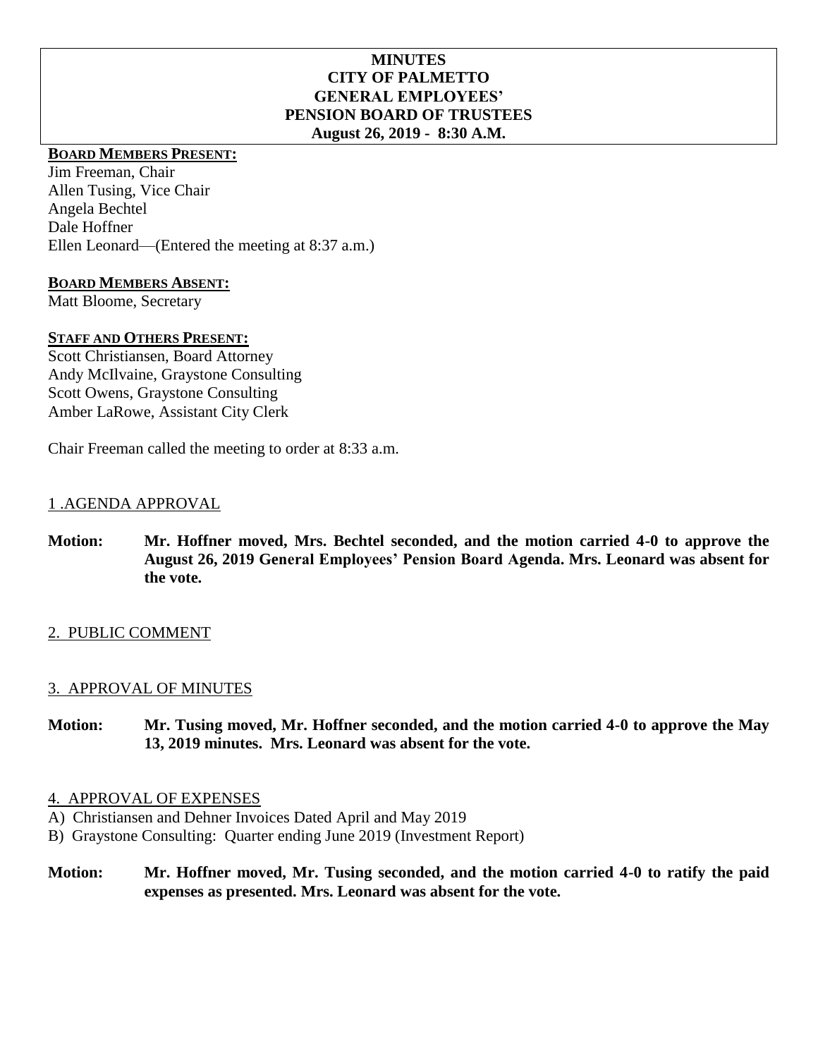# MINUTES
# CITY OF PALMETTO
# GENERAL EMPLOYEES' PENSION BOARD OF TRUSTEES
## August 26, 2019 - 8:30 A.M.

**BOARD MEMBERS PRESENT:**

Jim Freeman, Chair
Allen Tusing, Vice Chair
Angela Bechtel
Dale Hoffner
Ellen Leonard—(Entered the meeting at 8:37 a.m.)

**BOARD MEMBERS ABSENT:**

Matt Bloome, Secretary

**STAFF AND OTHERS PRESENT:**

Scott Christiansen, Board Attorney
Andy McIlvaine, Graystone Consulting
Scott Owens, Graystone Consulting
Amber LaRowe, Assistant City Clerk

Chair Freeman called the meeting to order at 8:33 a.m.

1 .AGENDA APPROVAL

**Motion:** **Mr. Hoffner moved, Mrs. Bechtel seconded, and the motion carried 4-0 to approve the August 26, 2019 General Employees' Pension Board Agenda. Mrs. Leonard was absent for the vote.**

2. PUBLIC COMMENT

3. APPROVAL OF MINUTES

**Motion:** **Mr. Tusing moved, Mr. Hoffner seconded, and the motion carried 4-0 to approve the May 13, 2019 minutes. Mrs. Leonard was absent for the vote.**

4. APPROVAL OF EXPENSES

A) Christiansen and Dehner Invoices Dated April and May 2019
B) Graystone Consulting: Quarter ending June 2019 (Investment Report)

**Motion:** **Mr. Hoffner moved, Mr. Tusing seconded, and the motion carried 4-0 to ratify the paid expenses as presented. Mrs. Leonard was absent for the vote.**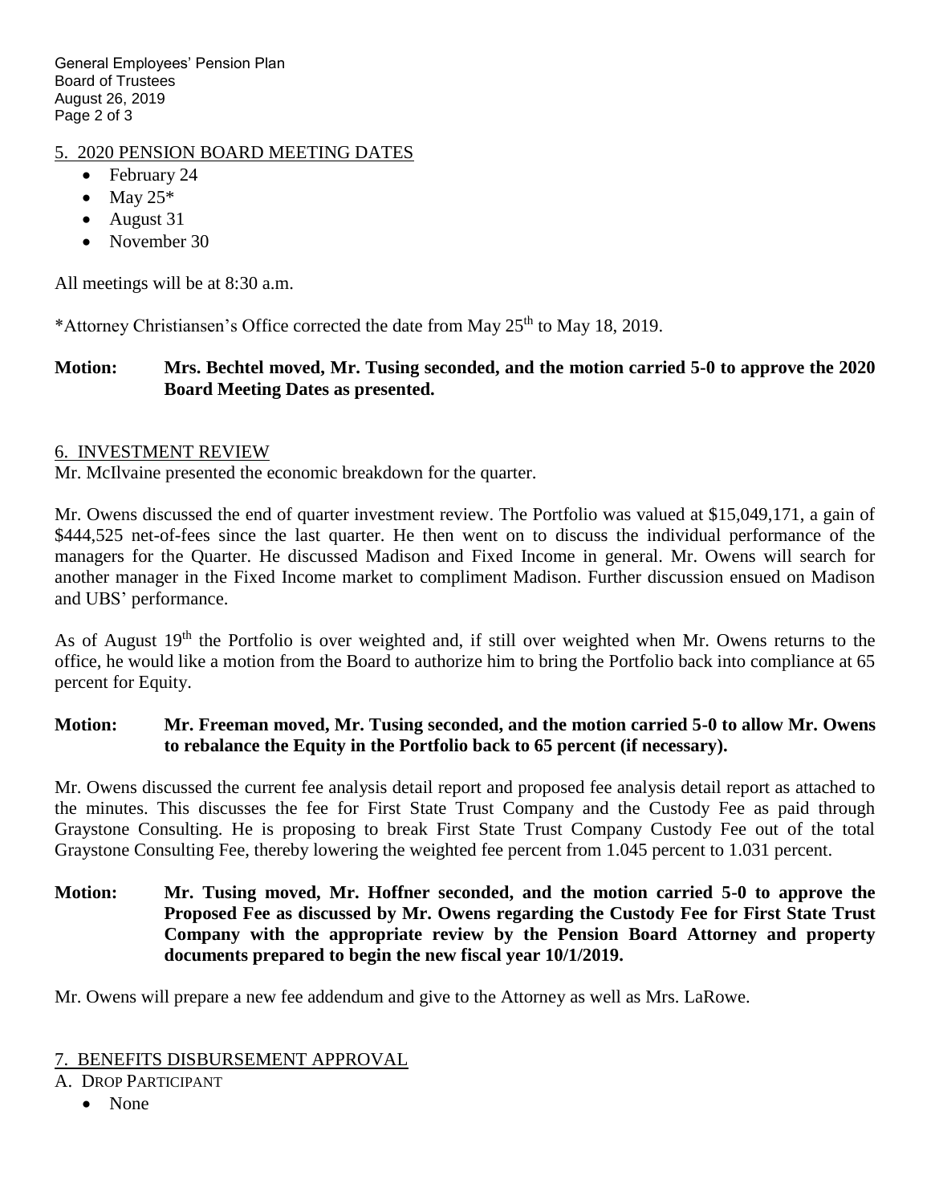## 5. 2020 PENSION BOARD MEETING DATES

- February 24
- May 25*
- August 31
- November 30

All meetings will be at 8:30 a.m.

*Attorney Christiansen's Office corrected the date from May 25th to May 18, 2019.

**Motion: Mrs. Bechtel moved, Mr. Tusing seconded, and the motion carried 5-0 to approve the 2020 Board Meeting Dates as presented.**

## 6. INVESTMENT REVIEW

Mr. McIlvaine presented the economic breakdown for the quarter.

Mr. Owens discussed the end of quarter investment review. The Portfolio was valued at $15,049,171, a gain of $444,525 net-of-fees since the last quarter. He then went on to discuss the individual performance of the managers for the Quarter. He discussed Madison and Fixed Income in general. Mr. Owens will search for another manager in the Fixed Income market to compliment Madison. Further discussion ensued on Madison and UBS' performance.

As of August 19th the Portfolio is over weighted and, if still over weighted when Mr. Owens returns to the office, he would like a motion from the Board to authorize him to bring the Portfolio back into compliance at 65 percent for Equity.

**Motion: Mr. Freeman moved, Mr. Tusing seconded, and the motion carried 5-0 to allow Mr. Owens to rebalance the Equity in the Portfolio back to 65 percent (if necessary).**

Mr. Owens discussed the current fee analysis detail report and proposed fee analysis detail report as attached to the minutes. This discusses the fee for First State Trust Company and the Custody Fee as paid through Graystone Consulting. He is proposing to break First State Trust Company Custody Fee out of the total Graystone Consulting Fee, thereby lowering the weighted fee percent from 1.045 percent to 1.031 percent.

**Motion: Mr. Tusing moved, Mr. Hoffner seconded, and the motion carried 5-0 to approve the Proposed Fee as discussed by Mr. Owens regarding the Custody Fee for First State Trust Company with the appropriate review by the Pension Board Attorney and property documents prepared to begin the new fiscal year 10/1/2019.**

Mr. Owens will prepare a new fee addendum and give to the Attorney as well as Mrs. LaRowe.

## 7. BENEFITS DISBURSEMENT APPROVAL

A. DROP PARTICIPANT

- None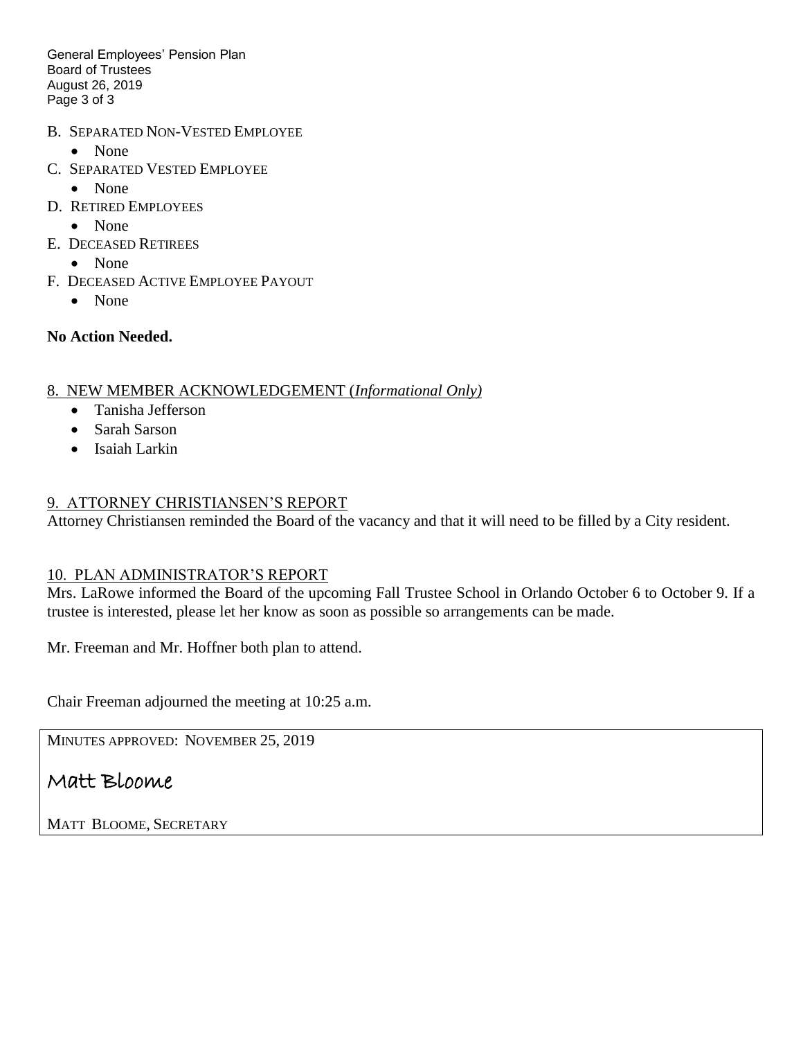B. SEPARATED NON-VESTED EMPLOYEE
- None

C. SEPARATED VESTED EMPLOYEE
- None

D. RETIRED EMPLOYEES
- None

E. DECEASED RETIREES
- None

F. DECEASED ACTIVE EMPLOYEE PAYOUT
- None

**No Action Needed.**

8. NEW MEMBER ACKNOWLEDGEMENT (*Informational Only)*

- Tanisha Jefferson
- Sarah Sarson
- Isaiah Larkin

9. ATTORNEY CHRISTIANSEN'S REPORT

Attorney Christiansen reminded the Board of the vacancy and that it will need to be filled by a City resident.

10. PLAN ADMINISTRATOR'S REPORT

Mrs. LaRowe informed the Board of the upcoming Fall Trustee School in Orlando October 6 to October 9. If a trustee is interested, please let her know as soon as possible so arrangements can be made.

Mr. Freeman and Mr. Hoffner both plan to attend.

Chair Freeman adjourned the meeting at 10:25 a.m.

MINUTES APPROVED: NOVEMBER 25, 2019

Matt Bloome

MATT BLOOME, SECRETARY